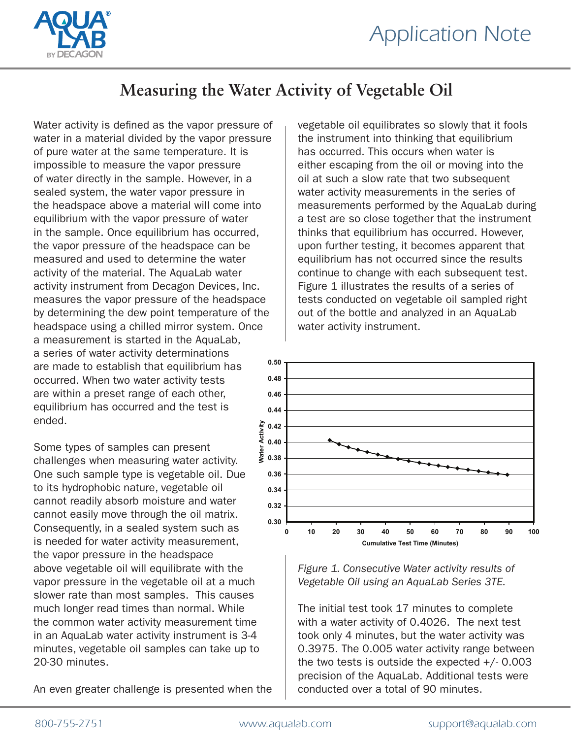# Measuring the Water Activity of Vegetable Oil

Water activity is defined as the vapor pressure of water in a material divided by the vapor pressure of pure water at the same temperature. It is impossible to measure the vapor pressure of water directly in the sample. However, in a sealed system, the water vapor pressure in the headspace above a material will come into equilibrium with the vapor pressure of water in the sample. Once equilibrium has occurred, the vapor pressure of the headspace can be measured and used to determine the water activity of the material. The AquaLab water activity instrument from Decagon Devices, Inc. measures the vapor pressure of the headspace by determining the dew point temperature of the headspace using a chilled mirror system. Once a measurement is started in the AquaLab, a series of water activity determinations are made to establish that equilibrium has occurred. When two water activity tests are within a preset range of each other, equilibrium has occurred and the test is ended.

Some types of samples can present challenges when measuring water activity. One such sample type is vegetable oil. Due to its hydrophobic nature, vegetable oil cannot readily absorb moisture and water cannot easily move through the oil matrix. Consequently, in a sealed system such as is needed for water activity measurement, the vapor pressure in the headspace above vegetable oil will equilibrate with the vapor pressure in the vegetable oil at a much slower rate than most samples. This causes much longer read times than normal. While the common water activity measurement time in an AquaLab water activity instrument is 3-4 minutes, vegetable oil samples can take up to 20-30 minutes.

An even greater challenge is presented when the vegetable oil equilibrates so slowly that it fools the instrument into thinking that equilibrium has occurred. This occurs when water is either escaping from the oil or moving into the oil at such a slow rate that two subsequent water activity measurements in the series of measurements performed by the AquaLab during a test are so close together that the instrument thinks that equilibrium has occurred. However, upon further testing, it becomes apparent that equilibrium has not occurred since the results continue to change with each subsequent test. Figure 1 illustrates the results of a series of tests conducted on vegetable oil sampled right out of the bottle and analyzed in an AquaLab water activity instrument.

*Figure 1. Consecutive Water activity results of Vegetable Oil using an AquaLab Series 3TE.*

The initial test took 17 minutes to complete with a water activity of 0.4026. The next test took only 4 minutes, but the water activity was 0.3975. The 0.005 water activity range between the two tests is outside the expected +/- 0.003 precision of the AquaLab. Additional tests were conducted over a total of 90 minutes.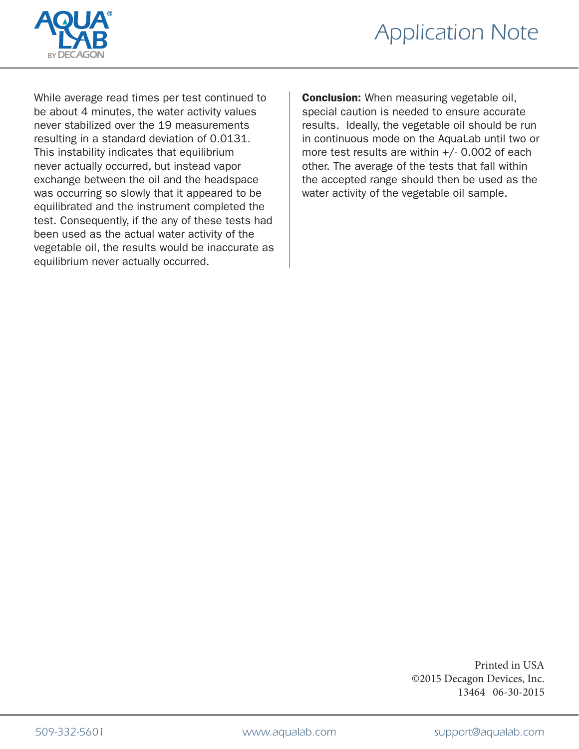While average read times per test continued to be about 4 minutes, the water activity values never stabilized over the 19 measurements resulting in a standard deviation of 0.0131. This instability indicates that equilibrium never actually occurred, but instead vapor exchange between the oil and the headspace was occurring so slowly that it appeared to be equilibrated and the instrument completed the test. Consequently, if the any of these tests had been used as the actual water activity of the vegetable oil, the results would be inaccurate as equilibrium never actually occurred.

**Conclusion:** When measuring vegetable oil, special caution is needed to ensure accurate results. Ideally, the vegetable oil should be run in continuous mode on the AquaLab until two or more test results are within +/- 0.002 of each other. The average of the tests that fall within the accepted range should then be used as the water activity of the vegetable oil sample.

Printed in USA
©2015 Decagon Devices, Inc.
13464 06-30-2015

509-332-5601 www.aqualab.com support@aqualab.com